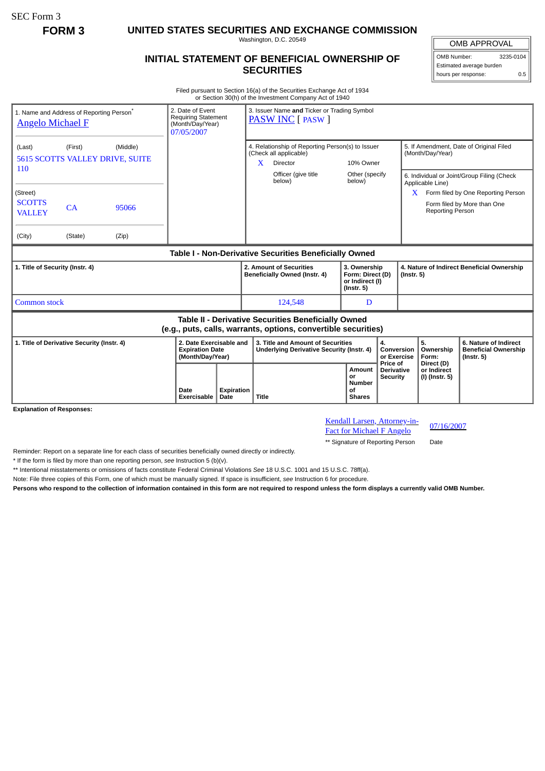SEC Form 3

**FORM 3**

# UNITED STATES SECURITIES AND EXCHANGE COMMISSION

Washington, D.C. 20549

## INITIAL STATEMENT OF BENEFICIAL OWNERSHIP OF SECURITIES

| OMB APPROVAL | |
|---|---|
| OMB Number: | 3235-0104 |
| Estimated average burden hours per response: | 0.5 |

Filed pursuant to Section 16(a) of the Securities Exchange Act of 1934 or Section 30(h) of the Investment Company Act of 1940

| 1. Name and Address of Reporting Person* | 2. Date of Event Requiring Statement (Month/Day/Year) | 3. Issuer Name **and** Ticker or Trading Symbol |
|---|---|---|
| Angelo Michael F | 07/05/2007 | PASW INC [ PASW ] |

(Last) (First) (Middle)
5615 SCOTTS VALLEY DRIVE, SUITE 110

(Street)
SCOTTS VALLEY CA 95066

(City) (State) (Zip)

4. Relationship of Reporting Person(s) to Issuer (Check all applicable)
- X Director
- 10% Owner
- Officer (give title below)
- Other (specify below)

5. If Amendment, Date of Original Filed (Month/Day/Year)

6. Individual or Joint/Group Filing (Check Applicable Line)
- X Form filed by One Reporting Person
- Form filed by More than One Reporting Person

### Table I - Non-Derivative Securities Beneficially Owned

| 1. Title of Security (Instr. 4) | 2. Amount of Securities Beneficially Owned (Instr. 4) | 3. Ownership Form: Direct (D) or Indirect (I) (Instr. 5) | 4. Nature of Indirect Beneficial Ownership (Instr. 5) |
|---|---|---|---|
| Common stock | 124,548 | D | |

### Table II - Derivative Securities Beneficially Owned (e.g., puts, calls, warrants, options, convertible securities)

| 1. Title of Derivative Security (Instr. 4) | 2. Date Exercisable and Expiration Date (Month/Day/Year) | | 3. Title and Amount of Securities Underlying Derivative Security (Instr. 4) | | 4. Conversion or Exercise Price of Derivative Security | 5. Ownership Form: Direct (D) or Indirect (I) (Instr. 5) | 6. Nature of Indirect Beneficial Ownership (Instr. 5) |
|---|---|---|---|---|---|---|---|
| | Date Exercisable | Expiration Date | Title | Amount or Number of Shares | | | |

**Explanation of Responses:**

| Kendall Larsen, Attorney-in-Fact for Michael F Angelo | 07/16/2007 |
|---|---|
| ** Signature of Reporting Person | Date |

Reminder: Report on a separate line for each class of securities beneficially owned directly or indirectly.

* If the form is filed by more than one reporting person, *see* Instruction 5 (b)(v).

** Intentional misstatements or omissions of facts constitute Federal Criminal Violations *See* 18 U.S.C. 1001 and 15 U.S.C. 78ff(a).

Note: File three copies of this Form, one of which must be manually signed. If space is insufficient, *see* Instruction 6 for procedure.

**Persons who respond to the collection of information contained in this form are not required to respond unless the form displays a currently valid OMB Number.**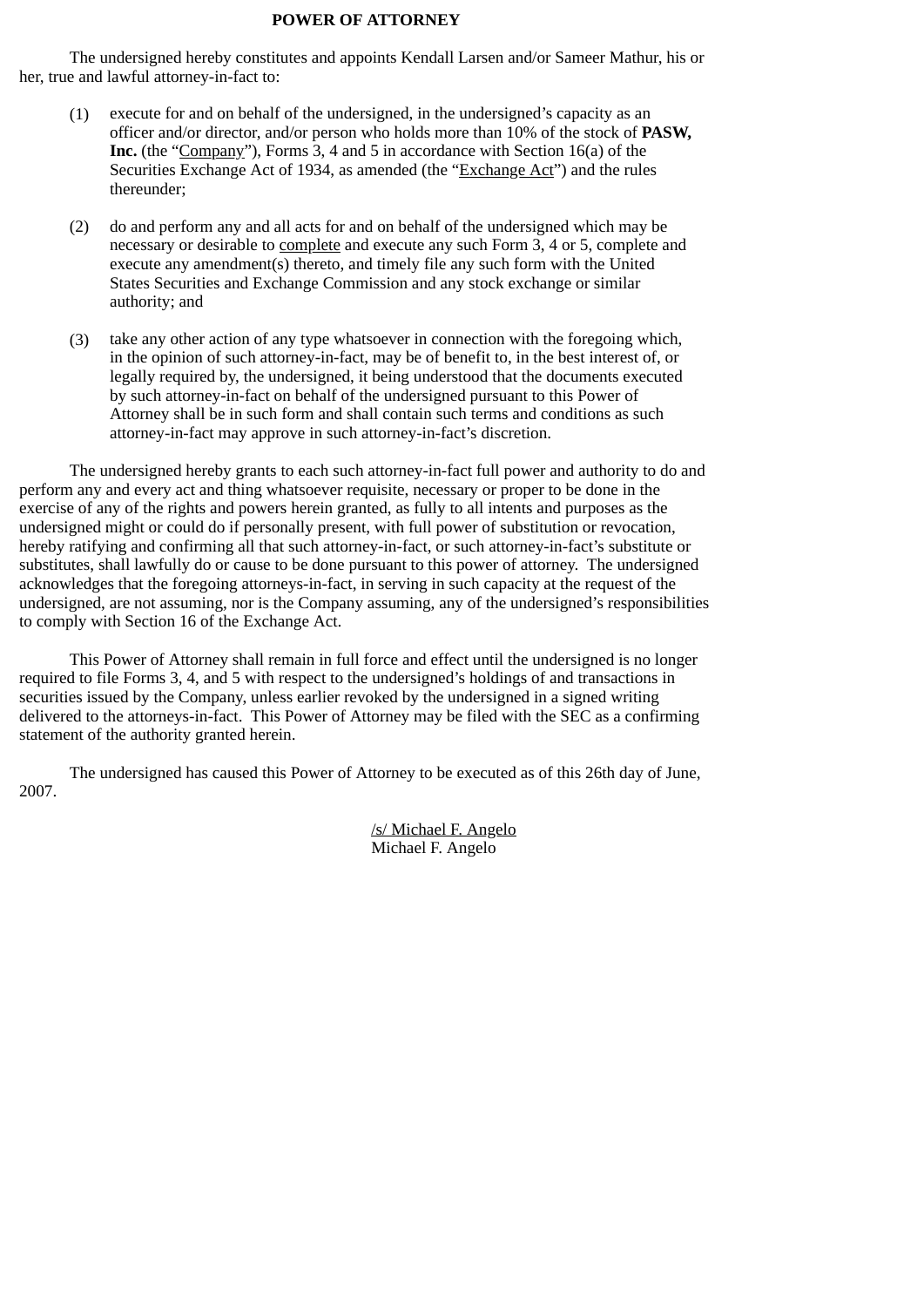**POWER OF ATTORNEY**

The undersigned hereby constitutes and appoints Kendall Larsen and/or Sameer Mathur, his or her, true and lawful attorney-in-fact to:

(1) execute for and on behalf of the undersigned, in the undersigned's capacity as an officer and/or director, and/or person who holds more than 10% of the stock of **PASW, Inc.** (the "Company"), Forms 3, 4 and 5 in accordance with Section 16(a) of the Securities Exchange Act of 1934, as amended (the "Exchange Act") and the rules thereunder;

(2) do and perform any and all acts for and on behalf of the undersigned which may be necessary or desirable to complete and execute any such Form 3, 4 or 5, complete and execute any amendment(s) thereto, and timely file any such form with the United States Securities and Exchange Commission and any stock exchange or similar authority; and

(3) take any other action of any type whatsoever in connection with the foregoing which, in the opinion of such attorney-in-fact, may be of benefit to, in the best interest of, or legally required by, the undersigned, it being understood that the documents executed by such attorney-in-fact on behalf of the undersigned pursuant to this Power of Attorney shall be in such form and shall contain such terms and conditions as such attorney-in-fact may approve in such attorney-in-fact's discretion.

The undersigned hereby grants to each such attorney-in-fact full power and authority to do and perform any and every act and thing whatsoever requisite, necessary or proper to be done in the exercise of any of the rights and powers herein granted, as fully to all intents and purposes as the undersigned might or could do if personally present, with full power of substitution or revocation, hereby ratifying and confirming all that such attorney-in-fact, or such attorney-in-fact's substitute or substitutes, shall lawfully do or cause to be done pursuant to this power of attorney. The undersigned acknowledges that the foregoing attorneys-in-fact, in serving in such capacity at the request of the undersigned, are not assuming, nor is the Company assuming, any of the undersigned's responsibilities to comply with Section 16 of the Exchange Act.

This Power of Attorney shall remain in full force and effect until the undersigned is no longer required to file Forms 3, 4, and 5 with respect to the undersigned's holdings of and transactions in securities issued by the Company, unless earlier revoked by the undersigned in a signed writing delivered to the attorneys-in-fact. This Power of Attorney may be filed with the SEC as a confirming statement of the authority granted herein.

The undersigned has caused this Power of Attorney to be executed as of this 26th day of June, 2007.

/s/ Michael F. Angelo
Michael F. Angelo